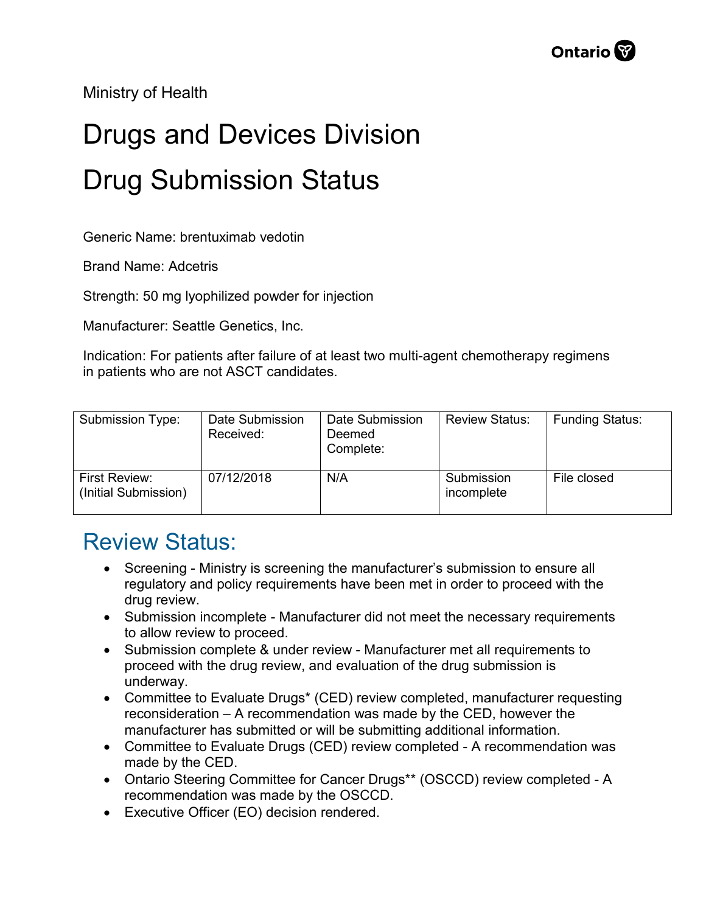Ministry of Health

# Drugs and Devices Division

# Drug Submission Status

Generic Name: brentuximab vedotin

Brand Name: Adcetris

Strength: 50 mg lyophilized powder for injection

Manufacturer: Seattle Genetics, Inc.

Indication: For patients after failure of at least two multi-agent chemotherapy regimens in patients who are not ASCT candidates.

| Submission Type: | Date Submission Received: | Date Submission Deemed Complete: | Review Status: | Funding Status: |
|---|---|---|---|---|
| First Review: (Initial Submission) | 07/12/2018 | N/A | Submission incomplete | File closed |

## Review Status:

- Screening - Ministry is screening the manufacturer's submission to ensure all regulatory and policy requirements have been met in order to proceed with the drug review.
- Submission incomplete - Manufacturer did not meet the necessary requirements to allow review to proceed.
- Submission complete & under review - Manufacturer met all requirements to proceed with the drug review, and evaluation of the drug submission is underway.
- Committee to Evaluate Drugs* (CED) review completed, manufacturer requesting reconsideration – A recommendation was made by the CED, however the manufacturer has submitted or will be submitting additional information.
- Committee to Evaluate Drugs (CED) review completed - A recommendation was made by the CED.
- Ontario Steering Committee for Cancer Drugs** (OSCCD) review completed - A recommendation was made by the OSCCD.
- Executive Officer (EO) decision rendered.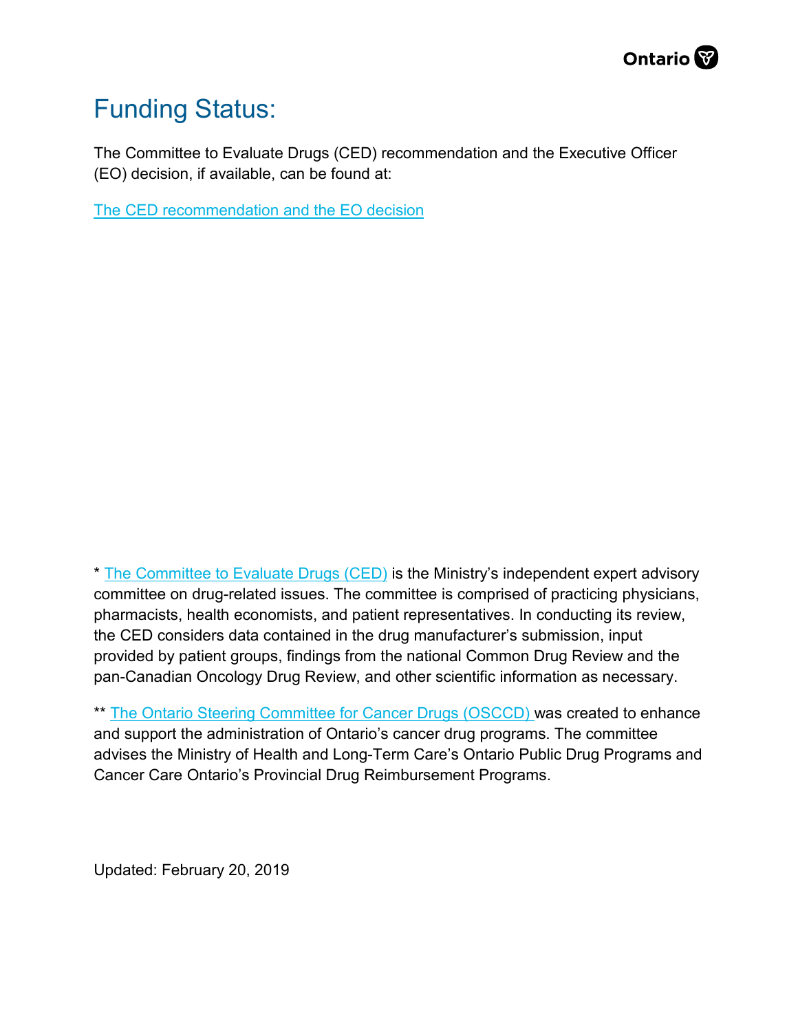# Funding Status:

The Committee to Evaluate Drugs (CED) recommendation and the Executive Officer (EO) decision, if available, can be found at:

The CED recommendation and the EO decision

* The Committee to Evaluate Drugs (CED) is the Ministry's independent expert advisory committee on drug-related issues. The committee is comprised of practicing physicians, pharmacists, health economists, and patient representatives. In conducting its review, the CED considers data contained in the drug manufacturer's submission, input provided by patient groups, findings from the national Common Drug Review and the pan-Canadian Oncology Drug Review, and other scientific information as necessary.

** The Ontario Steering Committee for Cancer Drugs (OSCCD) was created to enhance and support the administration of Ontario's cancer drug programs. The committee advises the Ministry of Health and Long-Term Care's Ontario Public Drug Programs and Cancer Care Ontario's Provincial Drug Reimbursement Programs.

Updated: February 20, 2019